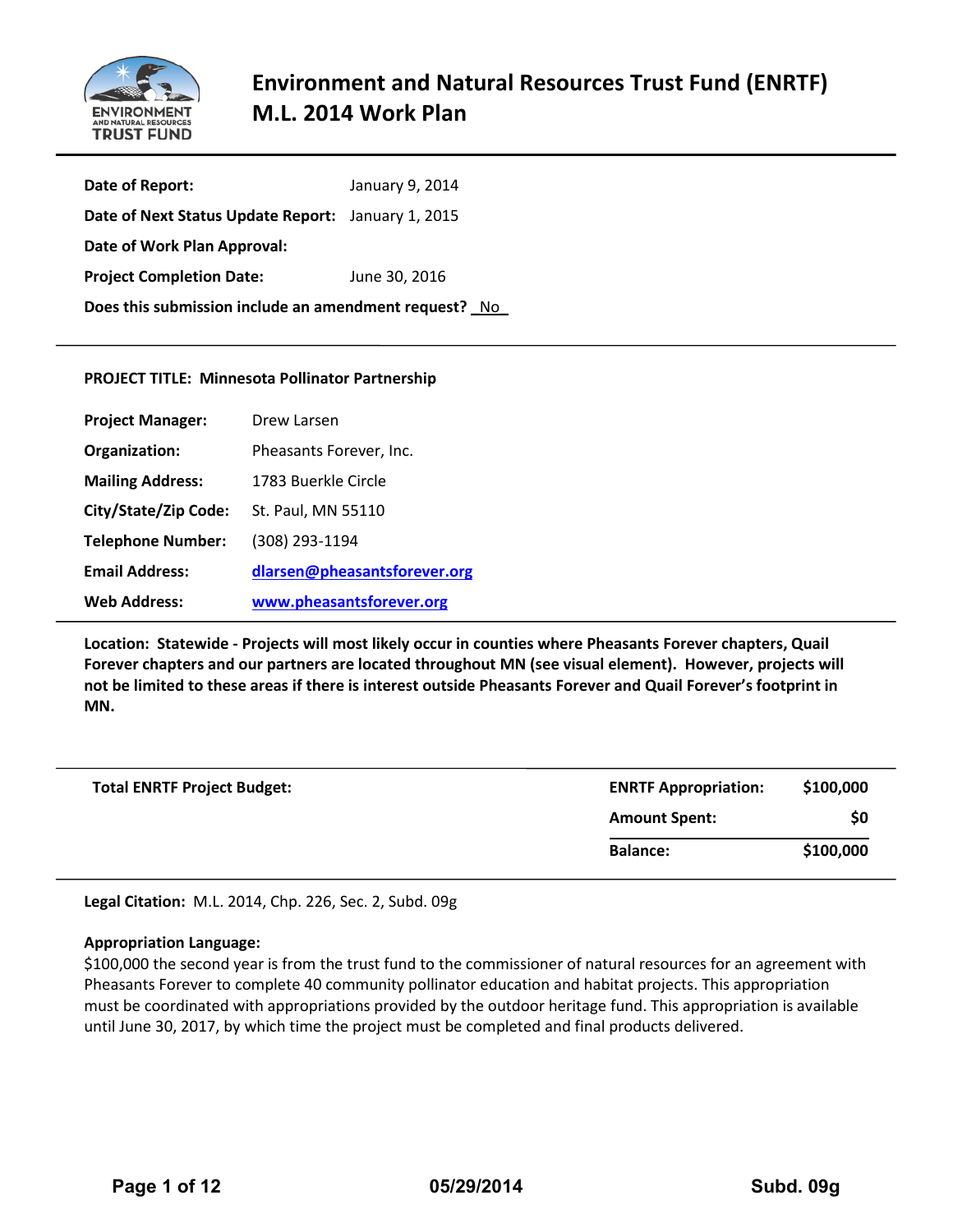# Environment and Natural Resources Trust Fund (ENRTF) M.L. 2014 Work Plan

**Date of Report:** January 9, 2014

**Date of Next Status Update Report:** January 1, 2015

**Date of Work Plan Approval:**

**Project Completion Date:** June 30, 2016

**Does this submission include an amendment request?** No

---

**PROJECT TITLE: Minnesota Pollinator Partnership**

**Project Manager:** Drew Larsen

**Organization:** Pheasants Forever, Inc.

**Mailing Address:** 1783 Buerkle Circle

**City/State/Zip Code:** St. Paul, MN 55110

**Telephone Number:** (308) 293-1194

**Email Address:** dlarsen@pheasantsforever.org

**Web Address:** www.pheasantsforever.org

---

**Location: Statewide - Projects will most likely occur in counties where Pheasants Forever chapters, Quail Forever chapters and our partners are located throughout MN (see visual element). However, projects will not be limited to these areas if there is interest outside Pheasants Forever and Quail Forever's footprint in MN.**

---

| **Total ENRTF Project Budget:** | **ENRTF Appropriation:** | **$100,000** |
|---|---|---|
| | **Amount Spent:** | **$0** |
| | **Balance:** | **$100,000** |

---

**Legal Citation:** M.L. 2014, Chp. 226, Sec. 2, Subd. 09g

**Appropriation Language:**
$100,000 the second year is from the trust fund to the commissioner of natural resources for an agreement with Pheasants Forever to complete 40 community pollinator education and habitat projects. This appropriation must be coordinated with appropriations provided by the outdoor heritage fund. This appropriation is available until June 30, 2017, by which time the project must be completed and final products delivered.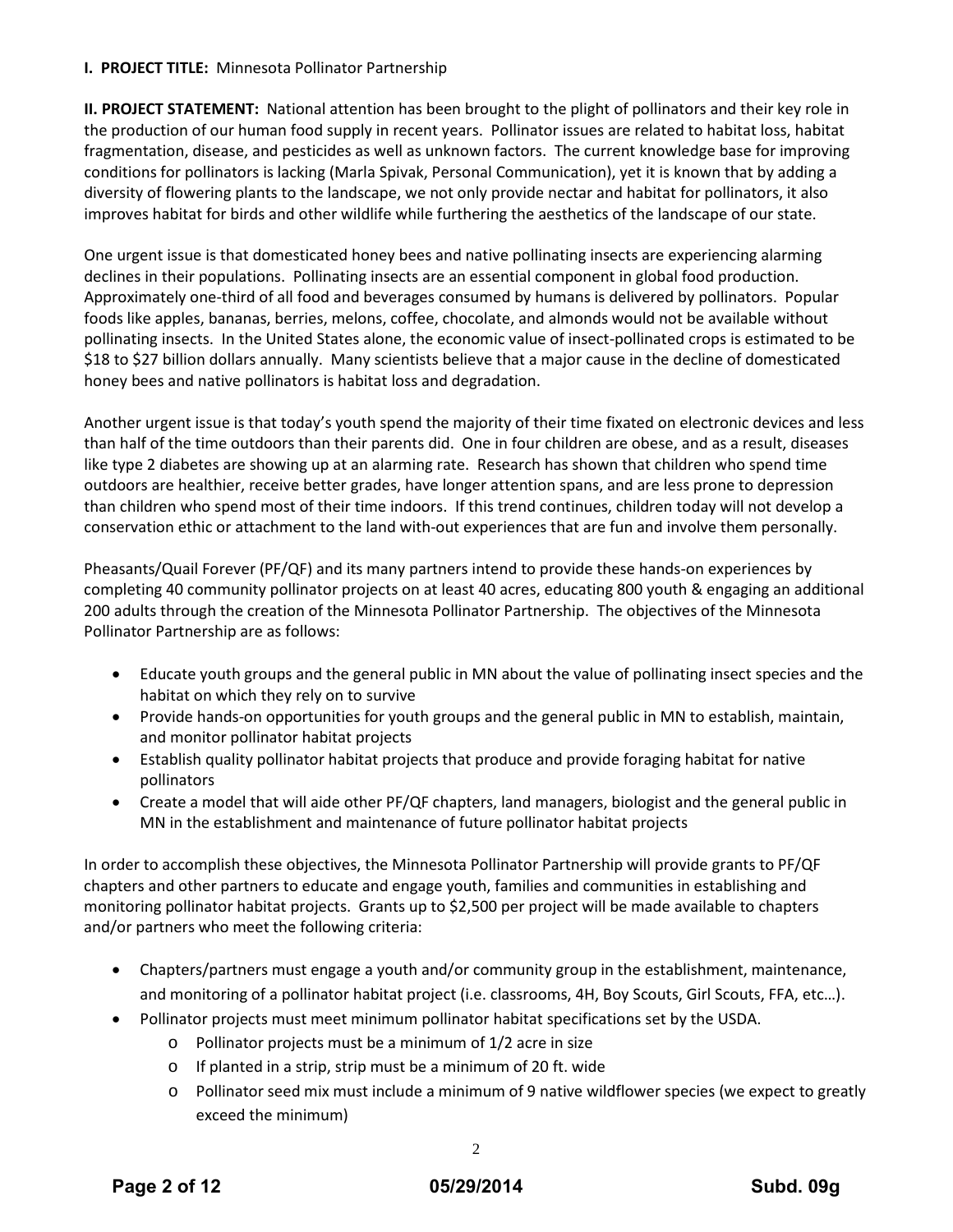**I. PROJECT TITLE:** Minnesota Pollinator Partnership

**II. PROJECT STATEMENT:** National attention has been brought to the plight of pollinators and their key role in the production of our human food supply in recent years. Pollinator issues are related to habitat loss, habitat fragmentation, disease, and pesticides as well as unknown factors. The current knowledge base for improving conditions for pollinators is lacking (Marla Spivak, Personal Communication), yet it is known that by adding a diversity of flowering plants to the landscape, we not only provide nectar and habitat for pollinators, it also improves habitat for birds and other wildlife while furthering the aesthetics of the landscape of our state.

One urgent issue is that domesticated honey bees and native pollinating insects are experiencing alarming declines in their populations. Pollinating insects are an essential component in global food production. Approximately one-third of all food and beverages consumed by humans is delivered by pollinators. Popular foods like apples, bananas, berries, melons, coffee, chocolate, and almonds would not be available without pollinating insects. In the United States alone, the economic value of insect-pollinated crops is estimated to be $18 to $27 billion dollars annually. Many scientists believe that a major cause in the decline of domesticated honey bees and native pollinators is habitat loss and degradation.

Another urgent issue is that today's youth spend the majority of their time fixated on electronic devices and less than half of the time outdoors than their parents did. One in four children are obese, and as a result, diseases like type 2 diabetes are showing up at an alarming rate. Research has shown that children who spend time outdoors are healthier, receive better grades, have longer attention spans, and are less prone to depression than children who spend most of their time indoors. If this trend continues, children today will not develop a conservation ethic or attachment to the land with-out experiences that are fun and involve them personally.

Pheasants/Quail Forever (PF/QF) and its many partners intend to provide these hands-on experiences by completing 40 community pollinator projects on at least 40 acres, educating 800 youth & engaging an additional 200 adults through the creation of the Minnesota Pollinator Partnership. The objectives of the Minnesota Pollinator Partnership are as follows:

- Educate youth groups and the general public in MN about the value of pollinating insect species and the habitat on which they rely on to survive
- Provide hands-on opportunities for youth groups and the general public in MN to establish, maintain, and monitor pollinator habitat projects
- Establish quality pollinator habitat projects that produce and provide foraging habitat for native pollinators
- Create a model that will aide other PF/QF chapters, land managers, biologist and the general public in MN in the establishment and maintenance of future pollinator habitat projects

In order to accomplish these objectives, the Minnesota Pollinator Partnership will provide grants to PF/QF chapters and other partners to educate and engage youth, families and communities in establishing and monitoring pollinator habitat projects. Grants up to $2,500 per project will be made available to chapters and/or partners who meet the following criteria:

- Chapters/partners must engage a youth and/or community group in the establishment, maintenance, and monitoring of a pollinator habitat project (i.e. classrooms, 4H, Boy Scouts, Girl Scouts, FFA, etc…).
- Pollinator projects must meet minimum pollinator habitat specifications set by the USDA.
  - Pollinator projects must be a minimum of 1/2 acre in size
  - If planted in a strip, strip must be a minimum of 20 ft. wide
  - Pollinator seed mix must include a minimum of 9 native wildflower species (we expect to greatly exceed the minimum)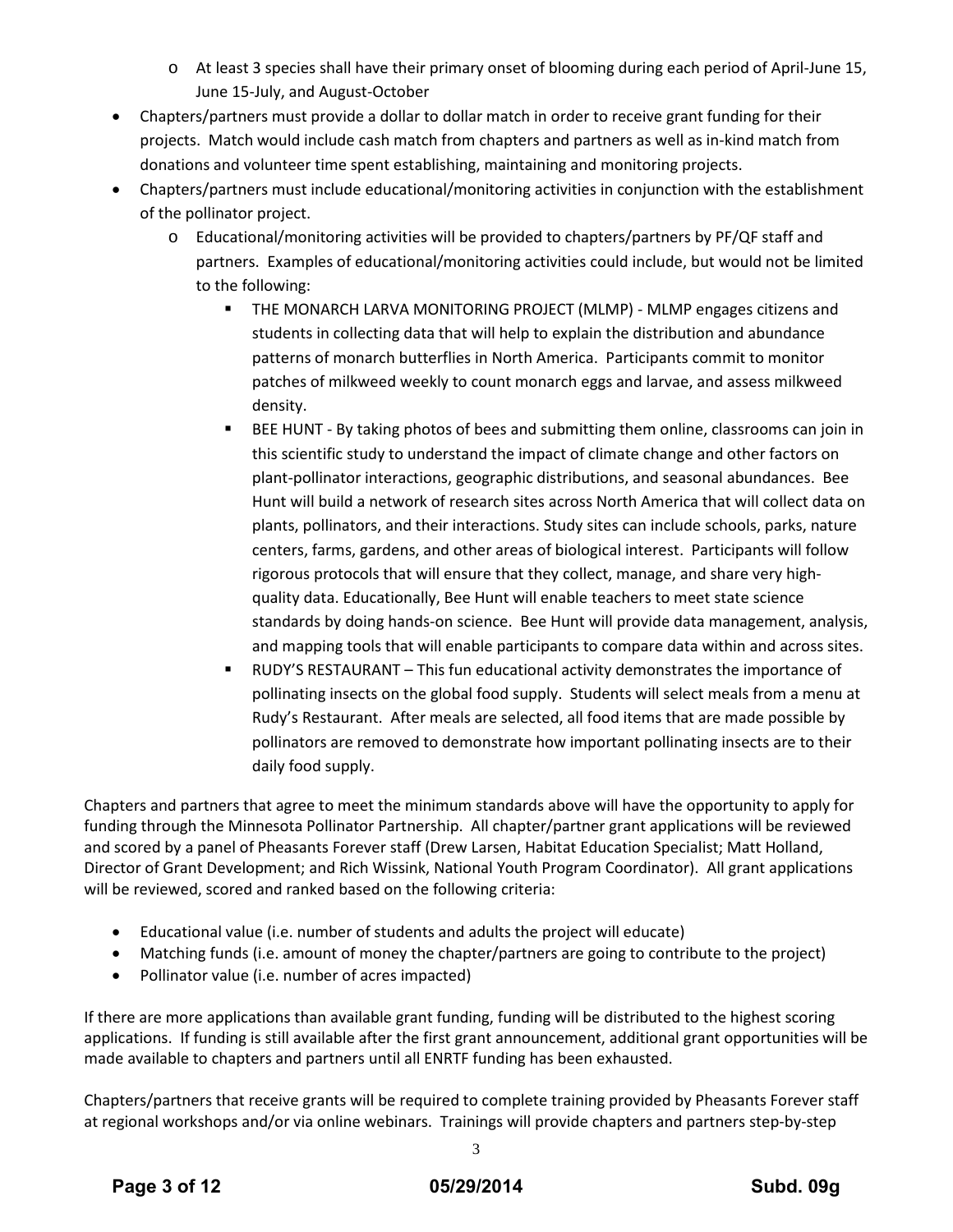- At least 3 species shall have their primary onset of blooming during each period of April-June 15, June 15-July, and August-October
- Chapters/partners must provide a dollar to dollar match in order to receive grant funding for their projects. Match would include cash match from chapters and partners as well as in-kind match from donations and volunteer time spent establishing, maintaining and monitoring projects.
- Chapters/partners must include educational/monitoring activities in conjunction with the establishment of the pollinator project.
    - Educational/monitoring activities will be provided to chapters/partners by PF/QF staff and partners. Examples of educational/monitoring activities could include, but would not be limited to the following:
        - THE MONARCH LARVA MONITORING PROJECT (MLMP) - MLMP engages citizens and students in collecting data that will help to explain the distribution and abundance patterns of monarch butterflies in North America. Participants commit to monitor patches of milkweed weekly to count monarch eggs and larvae, and assess milkweed density.
        - BEE HUNT - By taking photos of bees and submitting them online, classrooms can join in this scientific study to understand the impact of climate change and other factors on plant-pollinator interactions, geographic distributions, and seasonal abundances. Bee Hunt will build a network of research sites across North America that will collect data on plants, pollinators, and their interactions. Study sites can include schools, parks, nature centers, farms, gardens, and other areas of biological interest. Participants will follow rigorous protocols that will ensure that they collect, manage, and share very high-quality data. Educationally, Bee Hunt will enable teachers to meet state science standards by doing hands-on science. Bee Hunt will provide data management, analysis, and mapping tools that will enable participants to compare data within and across sites.
        - RUDY'S RESTAURANT – This fun educational activity demonstrates the importance of pollinating insects on the global food supply. Students will select meals from a menu at Rudy's Restaurant. After meals are selected, all food items that are made possible by pollinators are removed to demonstrate how important pollinating insects are to their daily food supply.

Chapters and partners that agree to meet the minimum standards above will have the opportunity to apply for funding through the Minnesota Pollinator Partnership. All chapter/partner grant applications will be reviewed and scored by a panel of Pheasants Forever staff (Drew Larsen, Habitat Education Specialist; Matt Holland, Director of Grant Development; and Rich Wissink, National Youth Program Coordinator). All grant applications will be reviewed, scored and ranked based on the following criteria:

- Educational value (i.e. number of students and adults the project will educate)
- Matching funds (i.e. amount of money the chapter/partners are going to contribute to the project)
- Pollinator value (i.e. number of acres impacted)

If there are more applications than available grant funding, funding will be distributed to the highest scoring applications. If funding is still available after the first grant announcement, additional grant opportunities will be made available to chapters and partners until all ENRTF funding has been exhausted.

Chapters/partners that receive grants will be required to complete training provided by Pheasants Forever staff at regional workshops and/or via online webinars. Trainings will provide chapters and partners step-by-step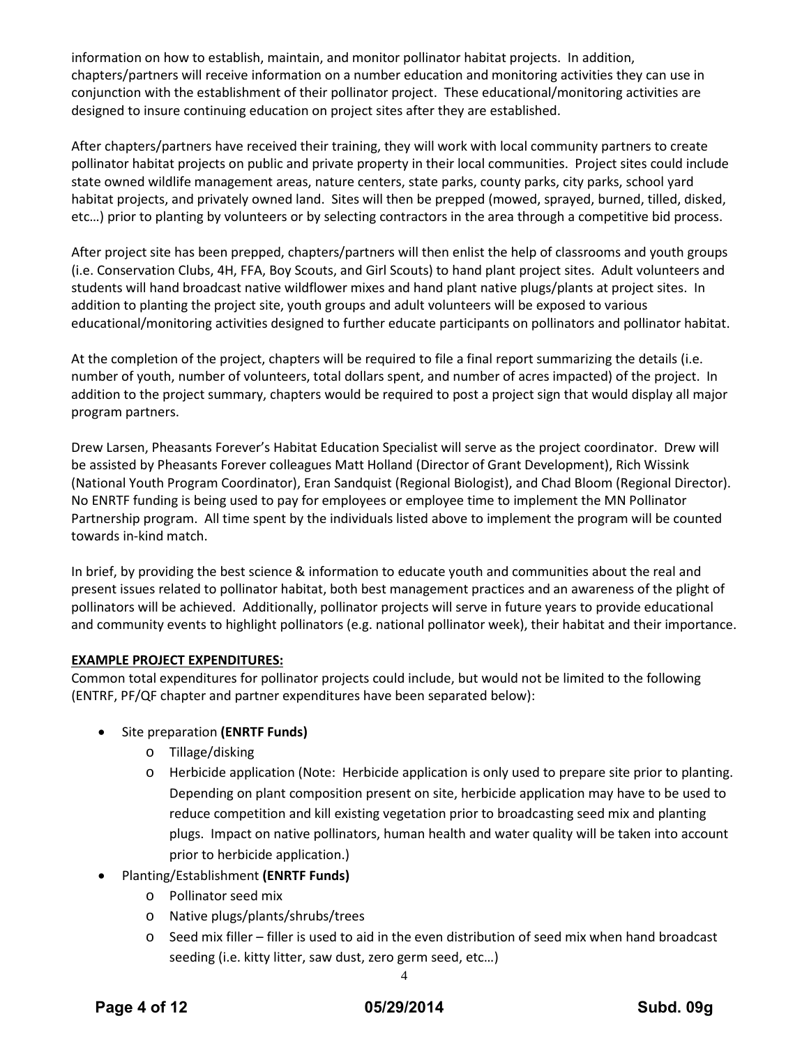information on how to establish, maintain, and monitor pollinator habitat projects. In addition, chapters/partners will receive information on a number education and monitoring activities they can use in conjunction with the establishment of their pollinator project. These educational/monitoring activities are designed to insure continuing education on project sites after they are established.

After chapters/partners have received their training, they will work with local community partners to create pollinator habitat projects on public and private property in their local communities. Project sites could include state owned wildlife management areas, nature centers, state parks, county parks, city parks, school yard habitat projects, and privately owned land. Sites will then be prepped (mowed, sprayed, burned, tilled, disked, etc…) prior to planting by volunteers or by selecting contractors in the area through a competitive bid process.

After project site has been prepped, chapters/partners will then enlist the help of classrooms and youth groups (i.e. Conservation Clubs, 4H, FFA, Boy Scouts, and Girl Scouts) to hand plant project sites. Adult volunteers and students will hand broadcast native wildflower mixes and hand plant native plugs/plants at project sites. In addition to planting the project site, youth groups and adult volunteers will be exposed to various educational/monitoring activities designed to further educate participants on pollinators and pollinator habitat.

At the completion of the project, chapters will be required to file a final report summarizing the details (i.e. number of youth, number of volunteers, total dollars spent, and number of acres impacted) of the project. In addition to the project summary, chapters would be required to post a project sign that would display all major program partners.

Drew Larsen, Pheasants Forever's Habitat Education Specialist will serve as the project coordinator. Drew will be assisted by Pheasants Forever colleagues Matt Holland (Director of Grant Development), Rich Wissink (National Youth Program Coordinator), Eran Sandquist (Regional Biologist), and Chad Bloom (Regional Director). No ENRTF funding is being used to pay for employees or employee time to implement the MN Pollinator Partnership program. All time spent by the individuals listed above to implement the program will be counted towards in-kind match.

In brief, by providing the best science & information to educate youth and communities about the real and present issues related to pollinator habitat, both best management practices and an awareness of the plight of pollinators will be achieved. Additionally, pollinator projects will serve in future years to provide educational and community events to highlight pollinators (e.g. national pollinator week), their habitat and their importance.

**EXAMPLE PROJECT EXPENDITURES:**

Common total expenditures for pollinator projects could include, but would not be limited to the following (ENTRF, PF/QF chapter and partner expenditures have been separated below):

- Site preparation **(ENRTF Funds)**
  - Tillage/disking
  - Herbicide application (Note: Herbicide application is only used to prepare site prior to planting. Depending on plant composition present on site, herbicide application may have to be used to reduce competition and kill existing vegetation prior to broadcasting seed mix and planting plugs. Impact on native pollinators, human health and water quality will be taken into account prior to herbicide application.)
- Planting/Establishment **(ENRTF Funds)**
  - Pollinator seed mix
  - Native plugs/plants/shrubs/trees
  - Seed mix filler – filler is used to aid in the even distribution of seed mix when hand broadcast seeding (i.e. kitty litter, saw dust, zero germ seed, etc…)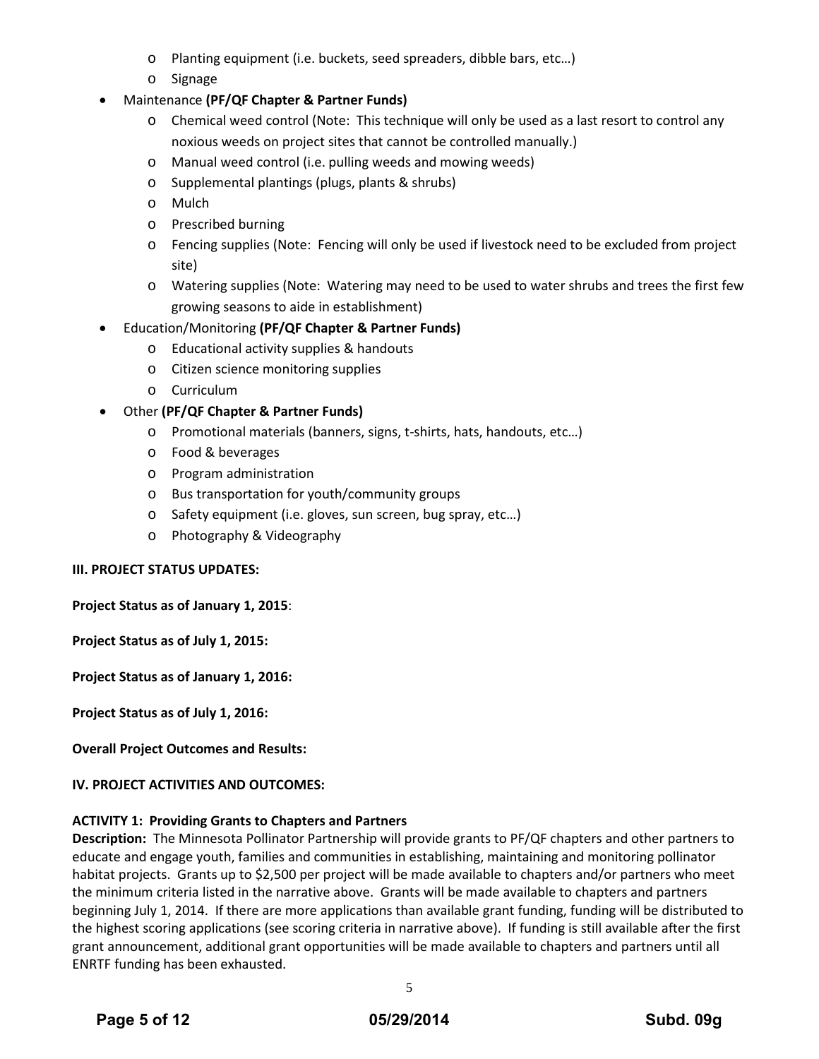- Planting equipment (i.e. buckets, seed spreaders, dibble bars, etc…)
    - Signage
- Maintenance **(PF/QF Chapter & Partner Funds)**
    - Chemical weed control (Note: This technique will only be used as a last resort to control any noxious weeds on project sites that cannot be controlled manually.)
    - Manual weed control (i.e. pulling weeds and mowing weeds)
    - Supplemental plantings (plugs, plants & shrubs)
    - Mulch
    - Prescribed burning
    - Fencing supplies (Note: Fencing will only be used if livestock need to be excluded from project site)
    - Watering supplies (Note: Watering may need to be used to water shrubs and trees the first few growing seasons to aide in establishment)
- Education/Monitoring **(PF/QF Chapter & Partner Funds)**
    - Educational activity supplies & handouts
    - Citizen science monitoring supplies
    - Curriculum
- Other **(PF/QF Chapter & Partner Funds)**
    - Promotional materials (banners, signs, t-shirts, hats, handouts, etc…)
    - Food & beverages
    - Program administration
    - Bus transportation for youth/community groups
    - Safety equipment (i.e. gloves, sun screen, bug spray, etc…)
    - Photography & Videography

**III. PROJECT STATUS UPDATES:**

**Project Status as of January 1, 2015**:

**Project Status as of July 1, 2015:**

**Project Status as of January 1, 2016:**

**Project Status as of July 1, 2016:**

**Overall Project Outcomes and Results:**

**IV. PROJECT ACTIVITIES AND OUTCOMES:**

**ACTIVITY 1: Providing Grants to Chapters and Partners**

**Description:** The Minnesota Pollinator Partnership will provide grants to PF/QF chapters and other partners to educate and engage youth, families and communities in establishing, maintaining and monitoring pollinator habitat projects. Grants up to $2,500 per project will be made available to chapters and/or partners who meet the minimum criteria listed in the narrative above. Grants will be made available to chapters and partners beginning July 1, 2014. If there are more applications than available grant funding, funding will be distributed to the highest scoring applications (see scoring criteria in narrative above). If funding is still available after the first grant announcement, additional grant opportunities will be made available to chapters and partners until all ENRTF funding has been exhausted.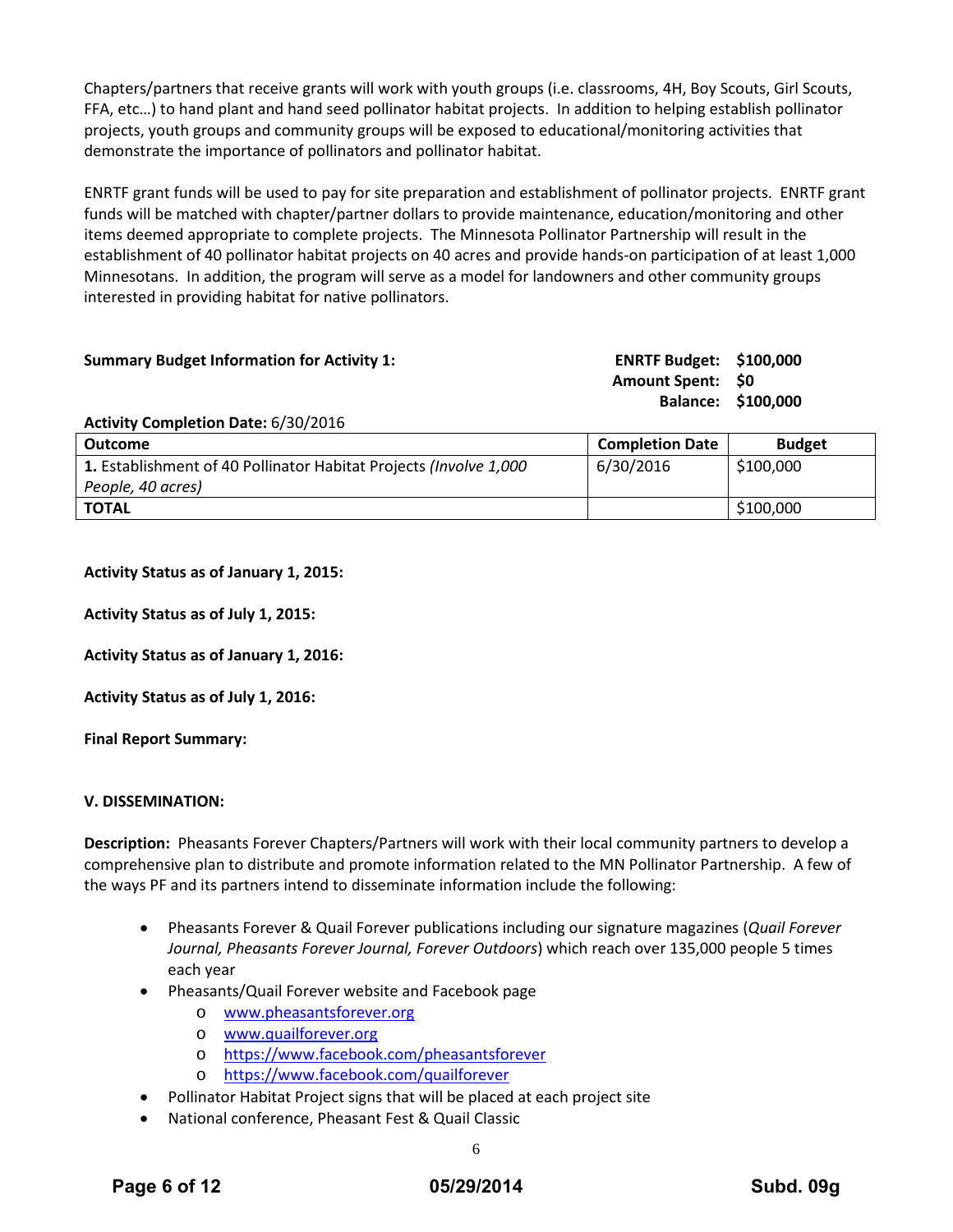Chapters/partners that receive grants will work with youth groups (i.e. classrooms, 4H, Boy Scouts, Girl Scouts, FFA, etc…) to hand plant and hand seed pollinator habitat projects. In addition to helping establish pollinator projects, youth groups and community groups will be exposed to educational/monitoring activities that demonstrate the importance of pollinators and pollinator habitat.

ENRTF grant funds will be used to pay for site preparation and establishment of pollinator projects. ENRTF grant funds will be matched with chapter/partner dollars to provide maintenance, education/monitoring and other items deemed appropriate to complete projects. The Minnesota Pollinator Partnership will result in the establishment of 40 pollinator habitat projects on 40 acres and provide hands-on participation of at least 1,000 Minnesotans. In addition, the program will serve as a model for landowners and other community groups interested in providing habitat for native pollinators.

**Summary Budget Information for Activity 1:**

**ENRTF Budget: $100,000**
**Amount Spent: $0**
**Balance: $100,000**

**Activity Completion Date:** 6/30/2016

| Outcome | Completion Date | Budget |
|---|---|---|
| **1.** Establishment of 40 Pollinator Habitat Projects *(Involve 1,000 People, 40 acres)* | 6/30/2016 | $100,000 |
| **TOTAL** | | $100,000 |

**Activity Status as of January 1, 2015:**

**Activity Status as of July 1, 2015:**

**Activity Status as of January 1, 2016:**

**Activity Status as of July 1, 2016:**

**Final Report Summary:**

**V. DISSEMINATION:**

**Description:** Pheasants Forever Chapters/Partners will work with their local community partners to develop a comprehensive plan to distribute and promote information related to the MN Pollinator Partnership. A few of the ways PF and its partners intend to disseminate information include the following:

- Pheasants Forever & Quail Forever publications including our signature magazines (*Quail Forever Journal, Pheasants Forever Journal, Forever Outdoors*) which reach over 135,000 people 5 times each year
- Pheasants/Quail Forever website and Facebook page
  - www.pheasantsforever.org
  - www.quailforever.org
  - https://www.facebook.com/pheasantsforever
  - https://www.facebook.com/quailforever
- Pollinator Habitat Project signs that will be placed at each project site
- National conference, Pheasant Fest & Quail Classic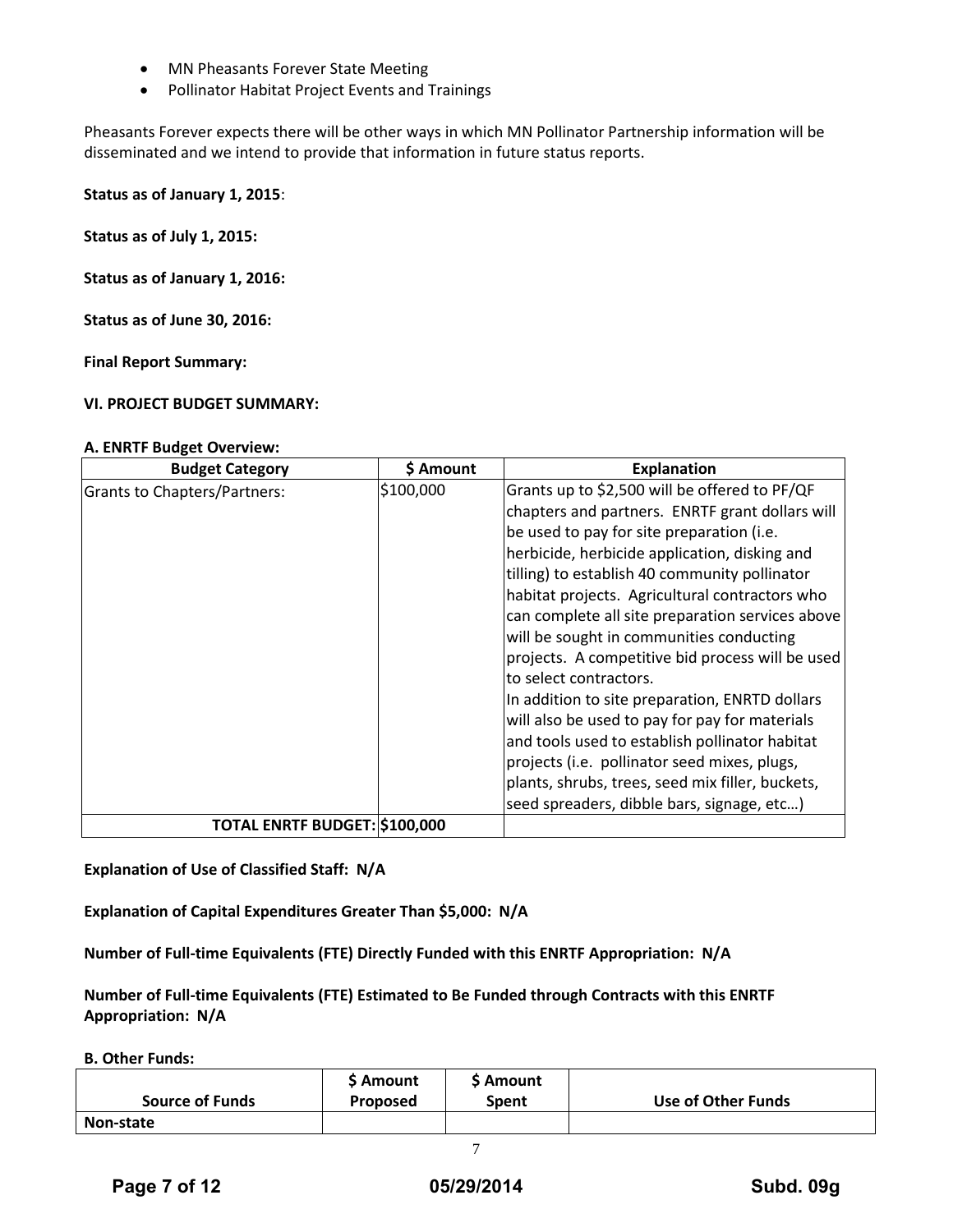- MN Pheasants Forever State Meeting
- Pollinator Habitat Project Events and Trainings

Pheasants Forever expects there will be other ways in which MN Pollinator Partnership information will be disseminated and we intend to provide that information in future status reports.

**Status as of January 1, 2015**:

**Status as of July 1, 2015:**

**Status as of January 1, 2016:**

**Status as of June 30, 2016:**

**Final Report Summary:**

**VI. PROJECT BUDGET SUMMARY:**

**A. ENRTF Budget Overview:**

| Budget Category | $ Amount | Explanation |
|---|---|---|
| Grants to Chapters/Partners: | $100,000 | Grants up to $2,500 will be offered to PF/QF chapters and partners. ENRTF grant dollars will be used to pay for site preparation (i.e. herbicide, herbicide application, disking and tilling) to establish 40 community pollinator habitat projects. Agricultural contractors who can complete all site preparation services above will be sought in communities conducting projects. A competitive bid process will be used to select contractors.<br>In addition to site preparation, ENRTD dollars will also be used to pay for pay for materials and tools used to establish pollinator habitat projects (i.e. pollinator seed mixes, plugs, plants, shrubs, trees, seed mix filler, buckets, seed spreaders, dibble bars, signage, etc…) |
| **TOTAL ENRTF BUDGET:** | **$100,000** | |

**Explanation of Use of Classified Staff: N/A**

**Explanation of Capital Expenditures Greater Than $5,000: N/A**

**Number of Full-time Equivalents (FTE) Directly Funded with this ENRTF Appropriation: N/A**

**Number of Full-time Equivalents (FTE) Estimated to Be Funded through Contracts with this ENRTF Appropriation: N/A**

**B. Other Funds:**

| Source of Funds | $ Amount Proposed | $ Amount Spent | Use of Other Funds |
|---|---|---|---|
| **Non-state** | | | |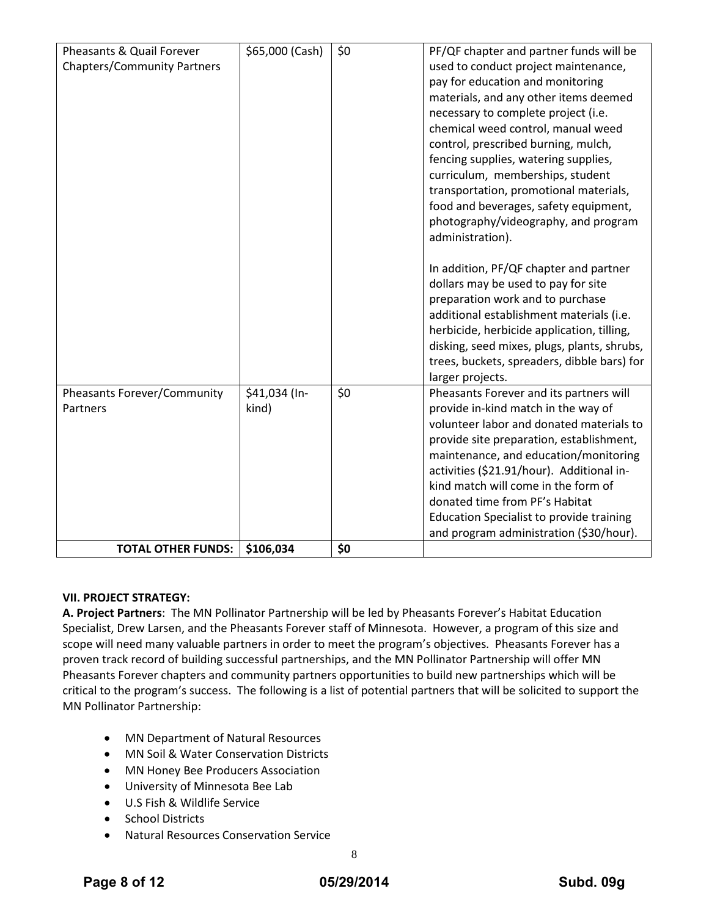| Pheasants & Quail Forever Chapters/Community Partners | $65,000 (Cash) | $0 | PF/QF chapter and partner funds will be used to conduct project maintenance, pay for education and monitoring materials, and any other items deemed necessary to complete project (i.e. chemical weed control, manual weed control, prescribed burning, mulch, fencing supplies, watering supplies, curriculum, memberships, student transportation, promotional materials, food and beverages, safety equipment, photography/videography, and program administration).<br><br>In addition, PF/QF chapter and partner dollars may be used to pay for site preparation work and to purchase additional establishment materials (i.e. herbicide, herbicide application, tilling, disking, seed mixes, plugs, plants, shrubs, trees, buckets, spreaders, dibble bars) for larger projects. |
|---|---|---|---|
| Pheasants Forever/Community Partners | $41,034 (In-kind) | $0 | Pheasants Forever and its partners will provide in-kind match in the way of volunteer labor and donated materials to provide site preparation, establishment, maintenance, and education/monitoring activities ($21.91/hour). Additional in-kind match will come in the form of donated time from PF's Habitat Education Specialist to provide training and program administration ($30/hour). |
| **TOTAL OTHER FUNDS:** | **$106,034** | **$0** | |

**VII. PROJECT STRATEGY:**

**A. Project Partners**: The MN Pollinator Partnership will be led by Pheasants Forever's Habitat Education Specialist, Drew Larsen, and the Pheasants Forever staff of Minnesota. However, a program of this size and scope will need many valuable partners in order to meet the program's objectives. Pheasants Forever has a proven track record of building successful partnerships, and the MN Pollinator Partnership will offer MN Pheasants Forever chapters and community partners opportunities to build new partnerships which will be critical to the program's success. The following is a list of potential partners that will be solicited to support the MN Pollinator Partnership:

- MN Department of Natural Resources
- MN Soil & Water Conservation Districts
- MN Honey Bee Producers Association
- University of Minnesota Bee Lab
- U.S Fish & Wildlife Service
- School Districts
- Natural Resources Conservation Service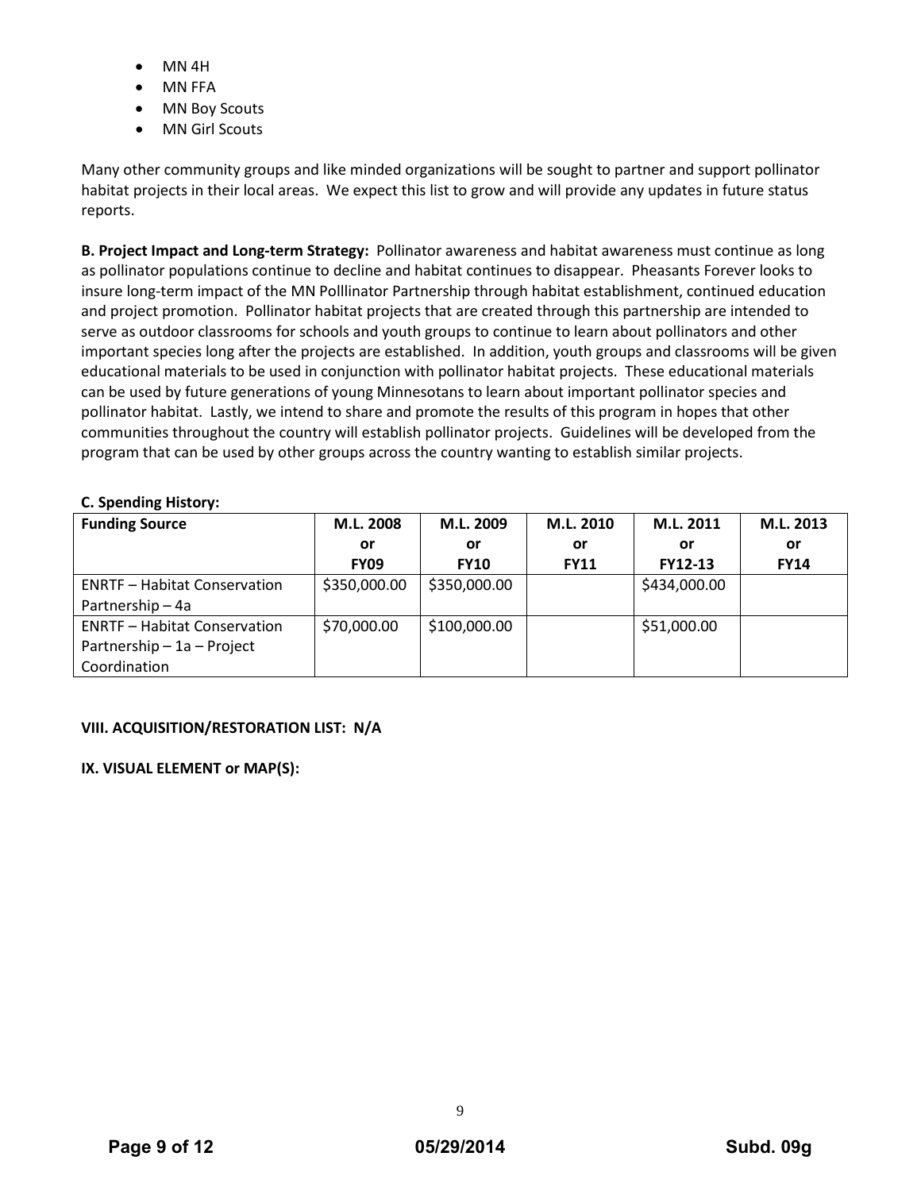- MN 4H
- MN FFA
- MN Boy Scouts
- MN Girl Scouts

Many other community groups and like minded organizations will be sought to partner and support pollinator habitat projects in their local areas. We expect this list to grow and will provide any updates in future status reports.

**B. Project Impact and Long-term Strategy:** Pollinator awareness and habitat awareness must continue as long as pollinator populations continue to decline and habitat continues to disappear. Pheasants Forever looks to insure long-term impact of the MN Polllinator Partnership through habitat establishment, continued education and project promotion. Pollinator habitat projects that are created through this partnership are intended to serve as outdoor classrooms for schools and youth groups to continue to learn about pollinators and other important species long after the projects are established. In addition, youth groups and classrooms will be given educational materials to be used in conjunction with pollinator habitat projects. These educational materials can be used by future generations of young Minnesotans to learn about important pollinator species and pollinator habitat. Lastly, we intend to share and promote the results of this program in hopes that other communities throughout the country will establish pollinator projects. Guidelines will be developed from the program that can be used by other groups across the country wanting to establish similar projects.

**C. Spending History:**

| Funding Source | M.L. 2008 or FY09 | M.L. 2009 or FY10 | M.L. 2010 or FY11 | M.L. 2011 or FY12-13 | M.L. 2013 or FY14 |
|---|---|---|---|---|---|
| ENRTF – Habitat Conservation Partnership – 4a | \$350,000.00 | \$350,000.00 | | \$434,000.00 | |
| ENRTF – Habitat Conservation Partnership – 1a – Project Coordination | \$70,000.00 | \$100,000.00 | | \$51,000.00 | |

**VIII. ACQUISITION/RESTORATION LIST: N/A**

**IX. VISUAL ELEMENT or MAP(S):**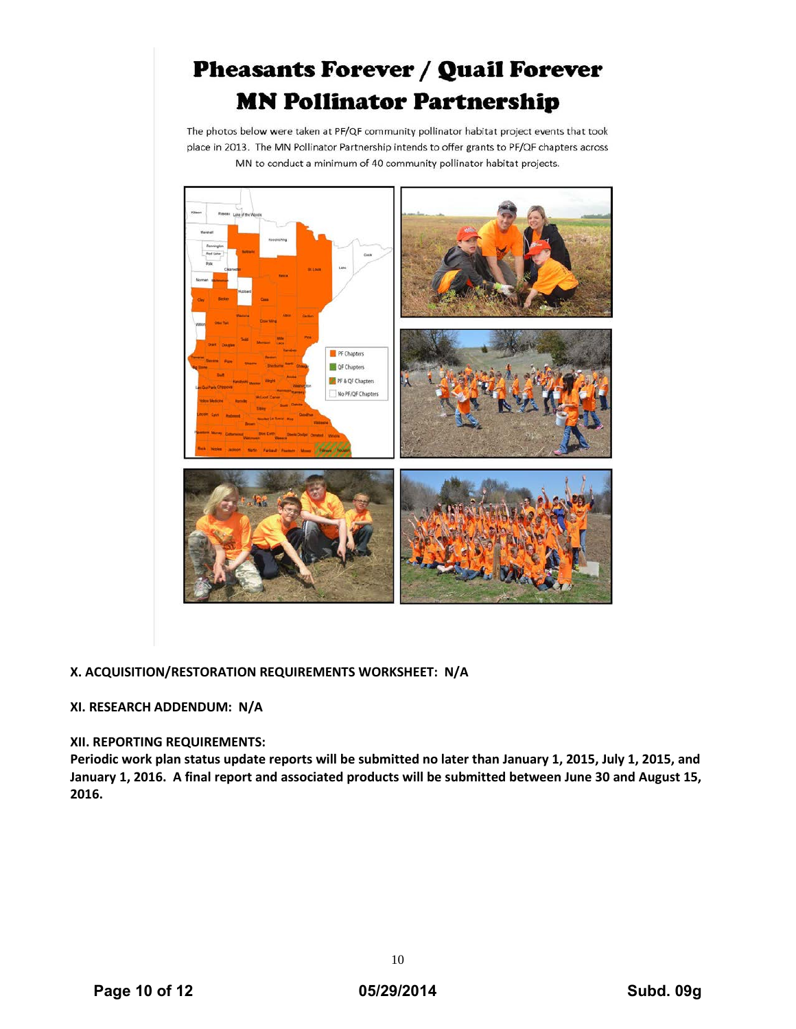# Pheasants Forever / Quail Forever MN Pollinator Partnership

The photos below were taken at PF/QF community pollinator habitat project events that took place in 2013. The MN Pollinator Partnership intends to offer grants to PF/QF chapters across MN to conduct a minimum of 40 community pollinator habitat projects.

**X. ACQUISITION/RESTORATION REQUIREMENTS WORKSHEET: N/A**

**XI. RESEARCH ADDENDUM: N/A**

**XII. REPORTING REQUIREMENTS:**
**Periodic work plan status update reports will be submitted no later than January 1, 2015, July 1, 2015, and January 1, 2016. A final report and associated products will be submitted between June 30 and August 15, 2016.**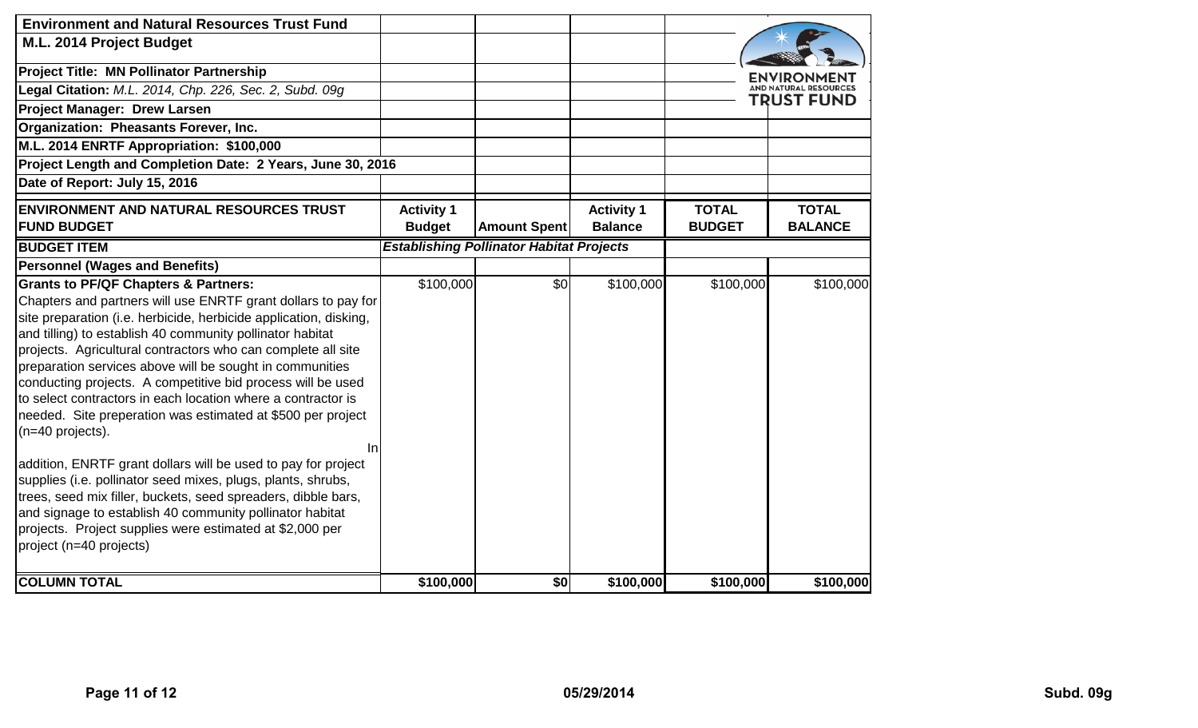**Environment and Natural Resources Trust Fund**

**M.L. 2014 Project Budget**

**Project Title: MN Pollinator Partnership**

**Legal Citation:** *M.L. 2014, Chp. 226, Sec. 2, Subd. 09g*

**Project Manager: Drew Larsen**

**Organization: Pheasants Forever, Inc.**

**M.L. 2014 ENRTF Appropriation: $100,000**

**Project Length and Completion Date: 2 Years, June 30, 2016**

**Date of Report: July 15, 2016**

| ENVIRONMENT AND NATURAL RESOURCES TRUST FUND BUDGET | Activity 1 Budget | Amount Spent | Activity 1 Balance | TOTAL BUDGET | TOTAL BALANCE |
|---|---|---|---|---|---|
| **BUDGET ITEM** | *Establishing Pollinator Habitat Projects* | | | | |
| **Personnel (Wages and Benefits)** | | | | | |
| **Grants to PF/QF Chapters & Partners:** Chapters and partners will use ENRTF grant dollars to pay for site preparation (i.e. herbicide, herbicide application, disking, and tilling) to establish 40 community pollinator habitat projects. Agricultural contractors who can complete all site preparation services above will be sought in communities conducting projects. A competitive bid process will be used to select contractors in each location where a contractor is needed. Site preperation was estimated at $500 per project (n=40 projects). In addition, ENRTF grant dollars will be used to pay for project supplies (i.e. pollinator seed mixes, plugs, plants, shrubs, trees, seed mix filler, buckets, seed spreaders, dibble bars, and signage to establish 40 community pollinator habitat projects. Project supplies were estimated at $2,000 per project (n=40 projects) | $100,000 | $0 | $100,000 | $100,000 | $100,000 |
| **COLUMN TOTAL** | **$100,000** | **$0** | **$100,000** | **$100,000** | **$100,000** |